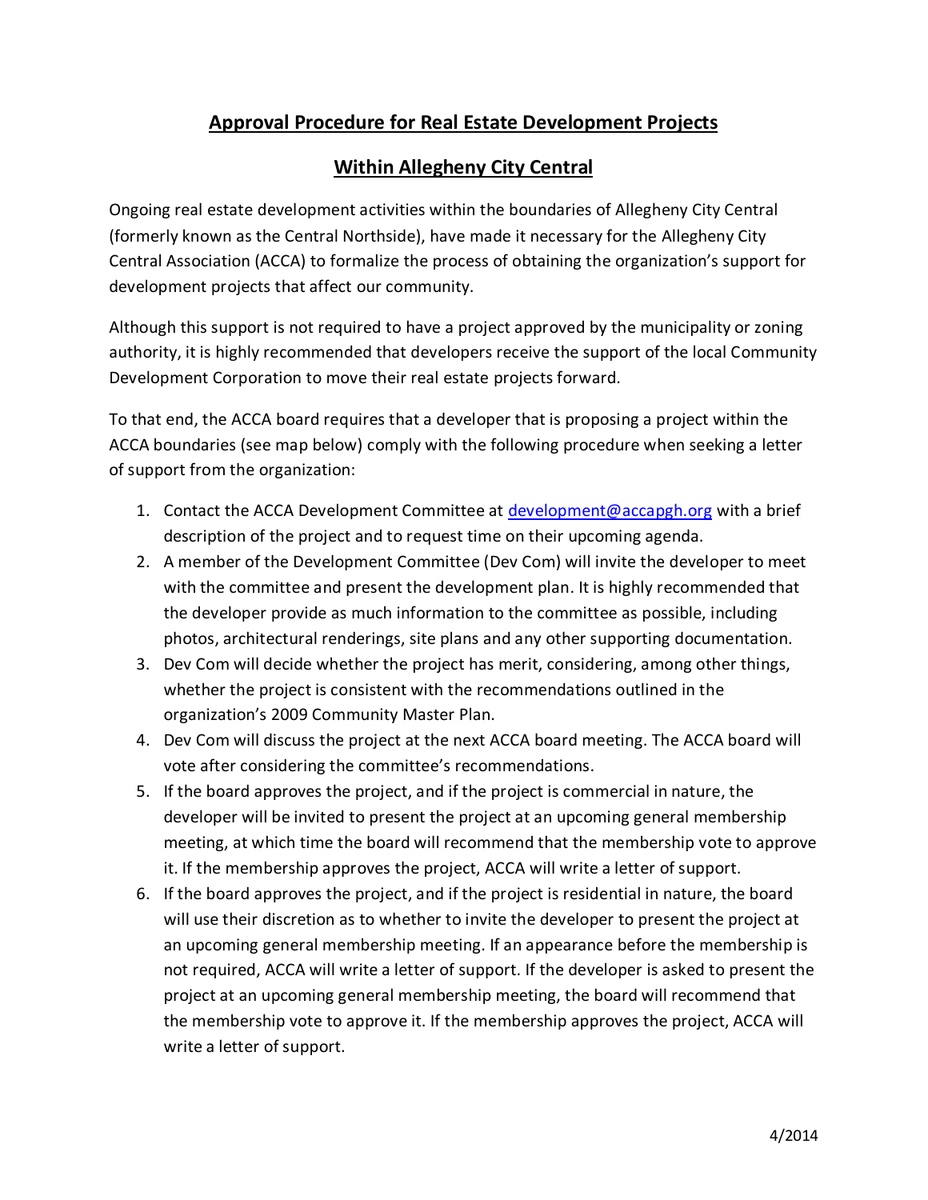# Approval Procedure for Real Estate Development Projects

## Within Allegheny City Central

Ongoing real estate development activities within the boundaries of Allegheny City Central (formerly known as the Central Northside), have made it necessary for the Allegheny City Central Association (ACCA) to formalize the process of obtaining the organization's support for development projects that affect our community.

Although this support is not required to have a project approved by the municipality or zoning authority, it is highly recommended that developers receive the support of the local Community Development Corporation to move their real estate projects forward.

To that end, the ACCA board requires that a developer that is proposing a project within the ACCA boundaries (see map below) comply with the following procedure when seeking a letter of support from the organization:

1. Contact the ACCA Development Committee at development@accapgh.org with a brief description of the project and to request time on their upcoming agenda.
2. A member of the Development Committee (Dev Com) will invite the developer to meet with the committee and present the development plan. It is highly recommended that the developer provide as much information to the committee as possible, including photos, architectural renderings, site plans and any other supporting documentation.
3. Dev Com will decide whether the project has merit, considering, among other things, whether the project is consistent with the recommendations outlined in the organization's 2009 Community Master Plan.
4. Dev Com will discuss the project at the next ACCA board meeting. The ACCA board will vote after considering the committee's recommendations.
5. If the board approves the project, and if the project is commercial in nature, the developer will be invited to present the project at an upcoming general membership meeting, at which time the board will recommend that the membership vote to approve it. If the membership approves the project, ACCA will write a letter of support.
6. If the board approves the project, and if the project is residential in nature, the board will use their discretion as to whether to invite the developer to present the project at an upcoming general membership meeting. If an appearance before the membership is not required, ACCA will write a letter of support. If the developer is asked to present the project at an upcoming general membership meeting, the board will recommend that the membership vote to approve it. If the membership approves the project, ACCA will write a letter of support.

4/2014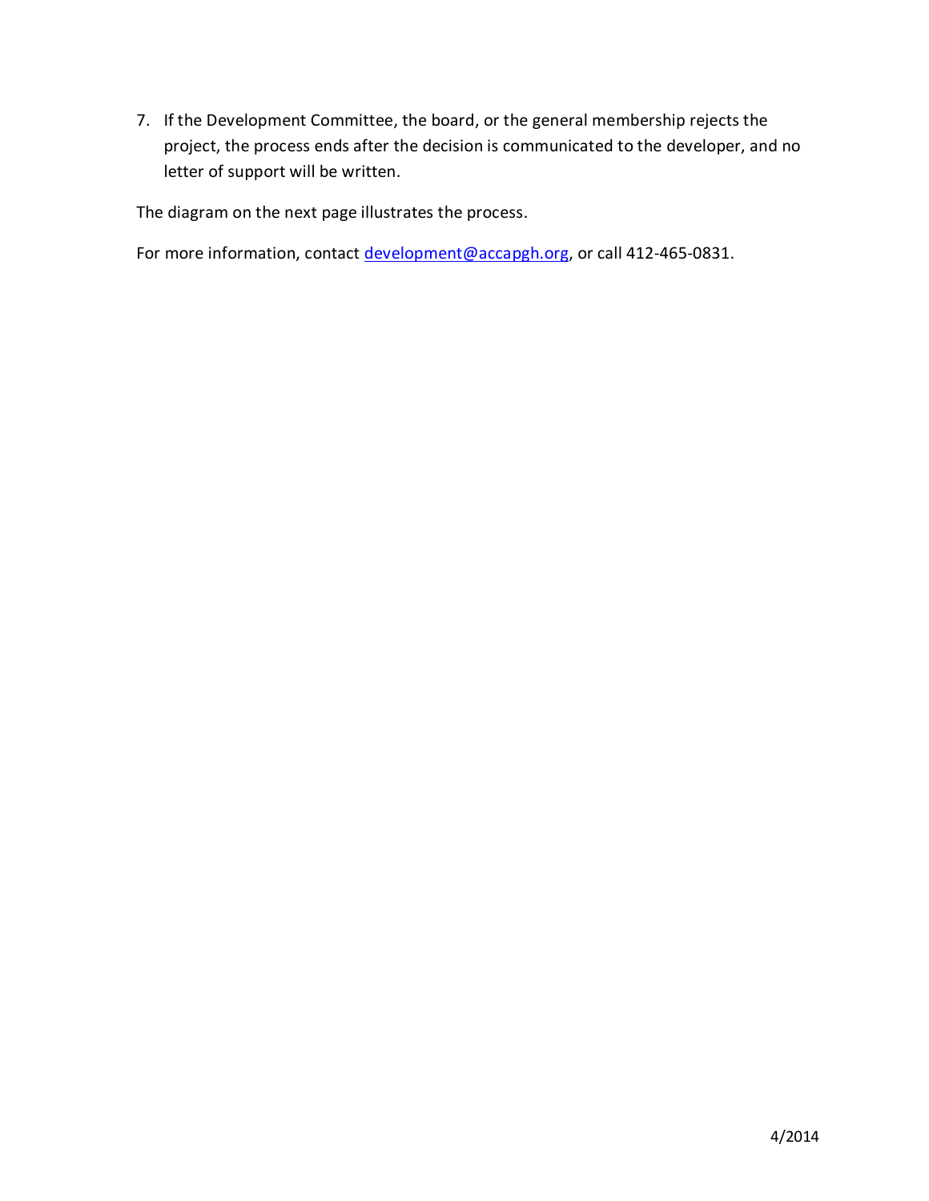7. If the Development Committee, the board, or the general membership rejects the project, the process ends after the decision is communicated to the developer, and no letter of support will be written.

The diagram on the next page illustrates the process.

For more information, contact [development@accapgh.org](mailto:development@accapgh.org), or call 412-465-0831.

4/2014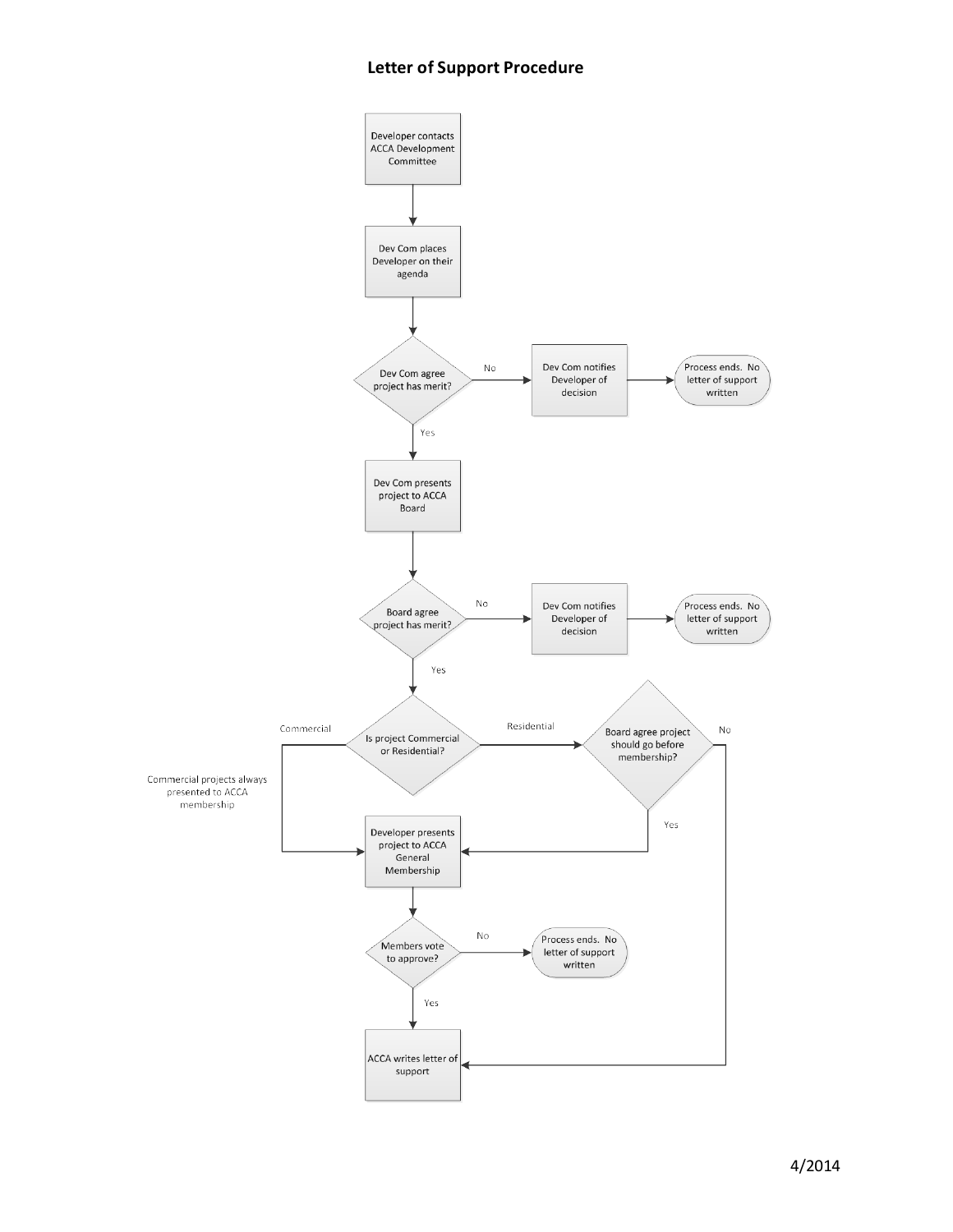# Letter of Support Procedure

Developer contacts ACCA Development Committee

Dev Com places Developer on their agenda

Dev Com agree project has merit?

- No → Dev Com notifies Developer of decision → Process ends. No letter of support written
- Yes → Dev Com presents project to ACCA Board

Board agree project has merit?

- No → Dev Com notifies Developer of decision → Process ends. No letter of support written
- Yes → Is project Commercial or Residential?

Is project Commercial or Residential?

- Commercial → Developer presents project to ACCA General Membership (Commercial projects always presented to ACCA membership)
- Residential → Board agree project should go before membership?
  - Yes → Developer presents project to ACCA General Membership
  - No → ACCA writes letter of support

Developer presents project to ACCA General Membership

Members vote to approve?

- No → Process ends. No letter of support written
- Yes → ACCA writes letter of support

4/2014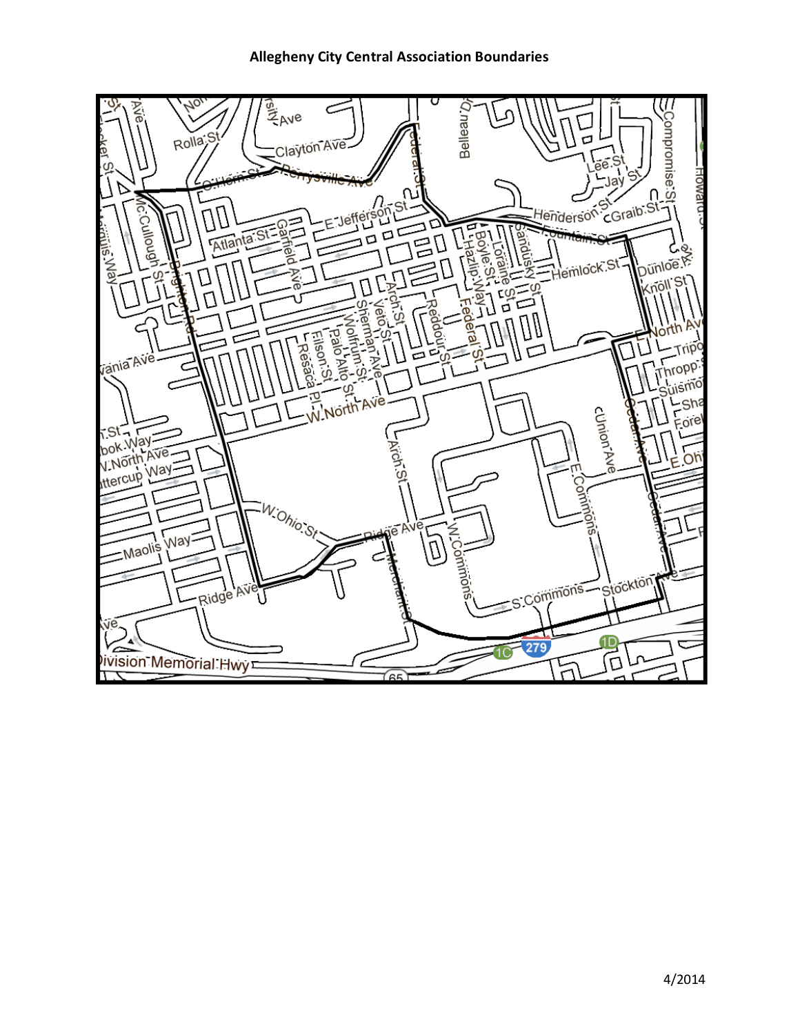# Allegheny City Central Association Boundaries